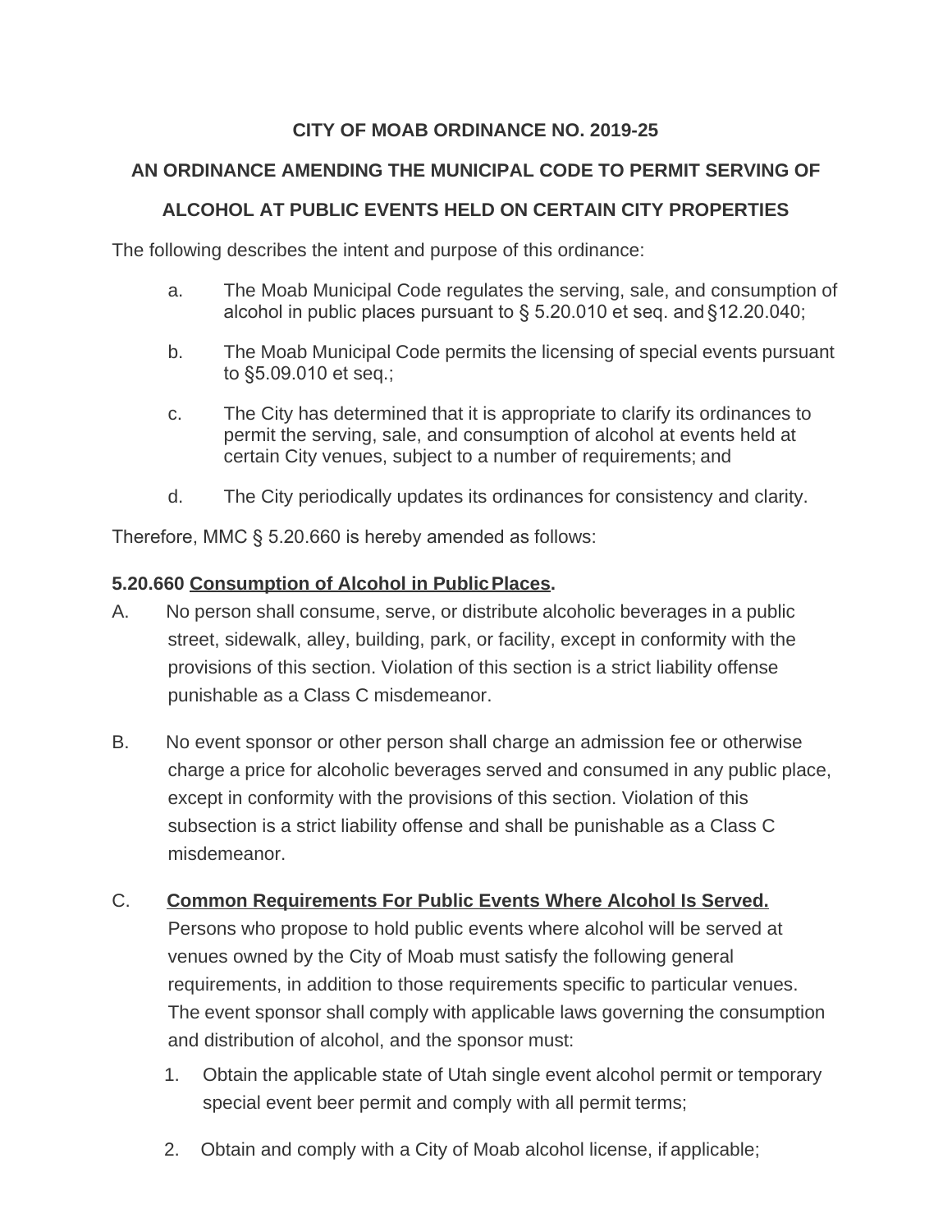**CITY OF MOAB ORDINANCE NO. 2019-25**

**AN ORDINANCE AMENDING THE MUNICIPAL CODE TO PERMIT SERVING OF ALCOHOL AT PUBLIC EVENTS HELD ON CERTAIN CITY PROPERTIES**

The following describes the intent and purpose of this ordinance:

a. The Moab Municipal Code regulates the serving, sale, and consumption of alcohol in public places pursuant to § 5.20.010 et seq. and §12.20.040;

b. The Moab Municipal Code permits the licensing of special events pursuant to §5.09.010 et seq.;

c. The City has determined that it is appropriate to clarify its ordinances to permit the serving, sale, and consumption of alcohol at events held at certain City venues, subject to a number of requirements; and

d. The City periodically updates its ordinances for consistency and clarity.

Therefore, MMC § 5.20.660 is hereby amended as follows:

**5.20.660 Consumption of Alcohol in Public Places.**

A. No person shall consume, serve, or distribute alcoholic beverages in a public street, sidewalk, alley, building, park, or facility, except in conformity with the provisions of this section. Violation of this section is a strict liability offense punishable as a Class C misdemeanor.

B. No event sponsor or other person shall charge an admission fee or otherwise charge a price for alcoholic beverages served and consumed in any public place, except in conformity with the provisions of this section. Violation of this subsection is a strict liability offense and shall be punishable as a Class C misdemeanor.

C. **Common Requirements For Public Events Where Alcohol Is Served.** Persons who propose to hold public events where alcohol will be served at venues owned by the City of Moab must satisfy the following general requirements, in addition to those requirements specific to particular venues. The event sponsor shall comply with applicable laws governing the consumption and distribution of alcohol, and the sponsor must:

1. Obtain the applicable state of Utah single event alcohol permit or temporary special event beer permit and comply with all permit terms;

2. Obtain and comply with a City of Moab alcohol license, if applicable;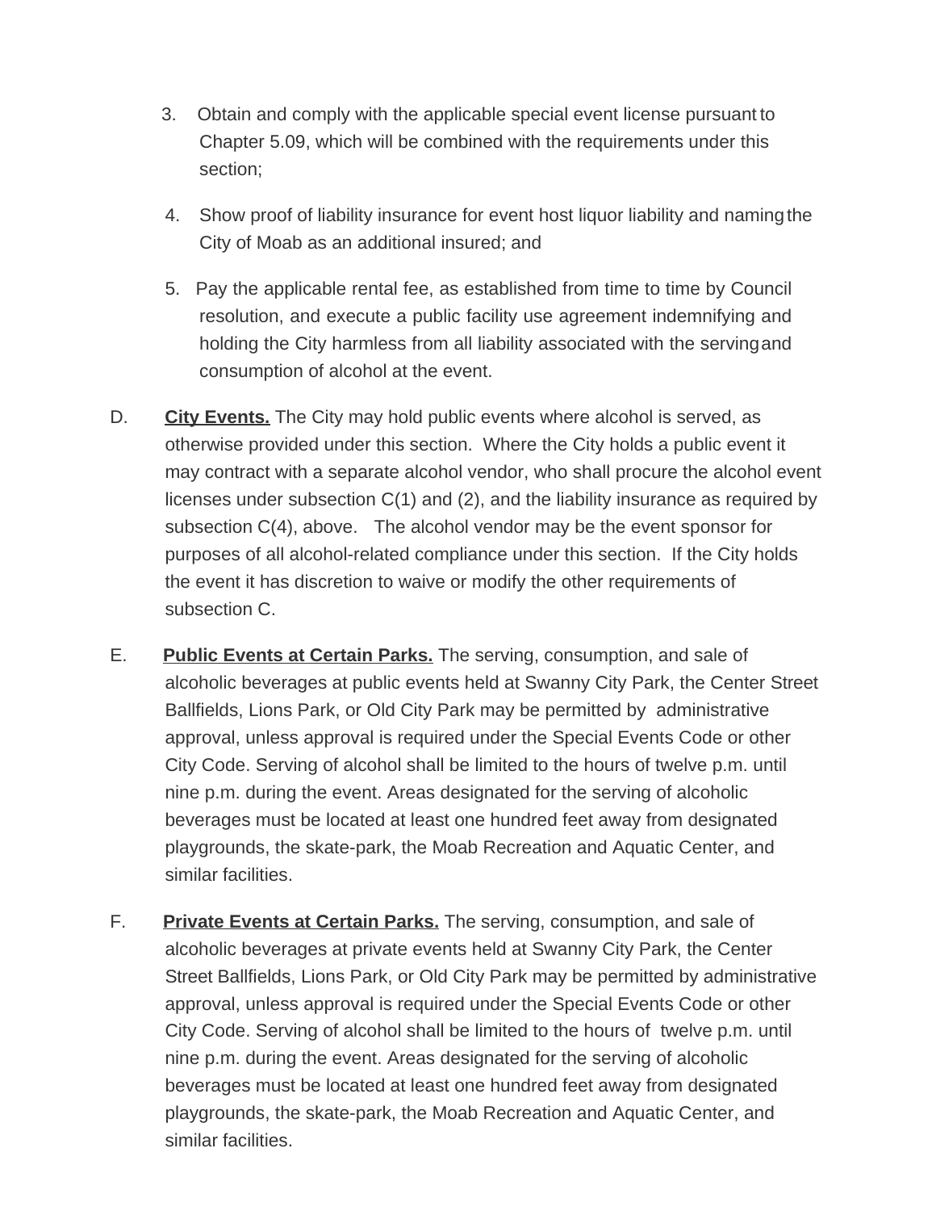3. Obtain and comply with the applicable special event license pursuant to Chapter 5.09, which will be combined with the requirements under this section;

4. Show proof of liability insurance for event host liquor liability and naming the City of Moab as an additional insured; and

5. Pay the applicable rental fee, as established from time to time by Council resolution, and execute a public facility use agreement indemnifying and holding the City harmless from all liability associated with the serving and consumption of alcohol at the event.

D. **City Events.** The City may hold public events where alcohol is served, as otherwise provided under this section. Where the City holds a public event it may contract with a separate alcohol vendor, who shall procure the alcohol event licenses under subsection C(1) and (2), and the liability insurance as required by subsection C(4), above. The alcohol vendor may be the event sponsor for purposes of all alcohol-related compliance under this section. If the City holds the event it has discretion to waive or modify the other requirements of subsection C.

E. **Public Events at Certain Parks.** The serving, consumption, and sale of alcoholic beverages at public events held at Swanny City Park, the Center Street Ballfields, Lions Park, or Old City Park may be permitted by administrative approval, unless approval is required under the Special Events Code or other City Code. Serving of alcohol shall be limited to the hours of twelve p.m. until nine p.m. during the event. Areas designated for the serving of alcoholic beverages must be located at least one hundred feet away from designated playgrounds, the skate-park, the Moab Recreation and Aquatic Center, and similar facilities.

F. **Private Events at Certain Parks.** The serving, consumption, and sale of alcoholic beverages at private events held at Swanny City Park, the Center Street Ballfields, Lions Park, or Old City Park may be permitted by administrative approval, unless approval is required under the Special Events Code or other City Code. Serving of alcohol shall be limited to the hours of twelve p.m. until nine p.m. during the event. Areas designated for the serving of alcoholic beverages must be located at least one hundred feet away from designated playgrounds, the skate-park, the Moab Recreation and Aquatic Center, and similar facilities.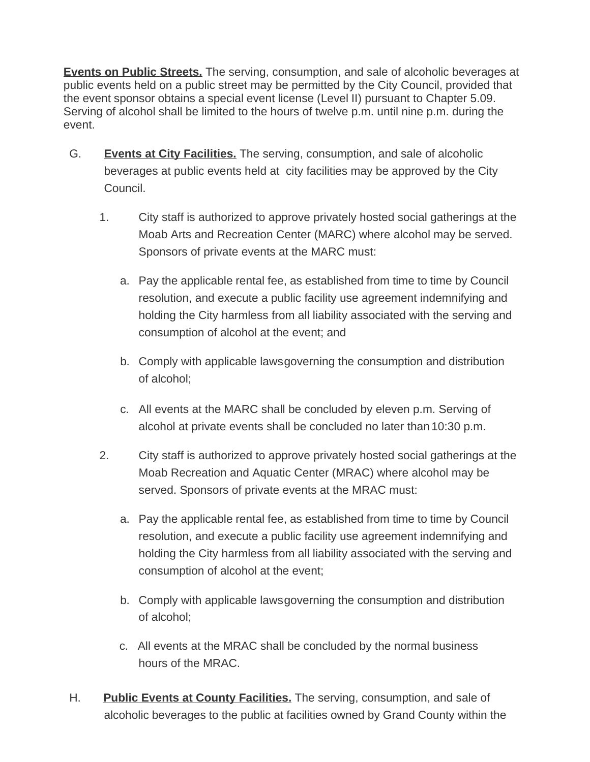**Events on Public Streets.** The serving, consumption, and sale of alcoholic beverages at public events held on a public street may be permitted by the City Council, provided that the event sponsor obtains a special event license (Level II) pursuant to Chapter 5.09. Serving of alcohol shall be limited to the hours of twelve p.m. until nine p.m. during the event.

G. **Events at City Facilities.** The serving, consumption, and sale of alcoholic beverages at public events held at city facilities may be approved by the City Council.

1. City staff is authorized to approve privately hosted social gatherings at the Moab Arts and Recreation Center (MARC) where alcohol may be served. Sponsors of private events at the MARC must:

   a. Pay the applicable rental fee, as established from time to time by Council resolution, and execute a public facility use agreement indemnifying and holding the City harmless from all liability associated with the serving and consumption of alcohol at the event; and

   b. Comply with applicable laws governing the consumption and distribution of alcohol;

   c. All events at the MARC shall be concluded by eleven p.m. Serving of alcohol at private events shall be concluded no later than 10:30 p.m.

2. City staff is authorized to approve privately hosted social gatherings at the Moab Recreation and Aquatic Center (MRAC) where alcohol may be served. Sponsors of private events at the MRAC must:

   a. Pay the applicable rental fee, as established from time to time by Council resolution, and execute a public facility use agreement indemnifying and holding the City harmless from all liability associated with the serving and consumption of alcohol at the event;

   b. Comply with applicable laws governing the consumption and distribution of alcohol;

   c. All events at the MRAC shall be concluded by the normal business hours of the MRAC.

H. **Public Events at County Facilities.** The serving, consumption, and sale of alcoholic beverages to the public at facilities owned by Grand County within the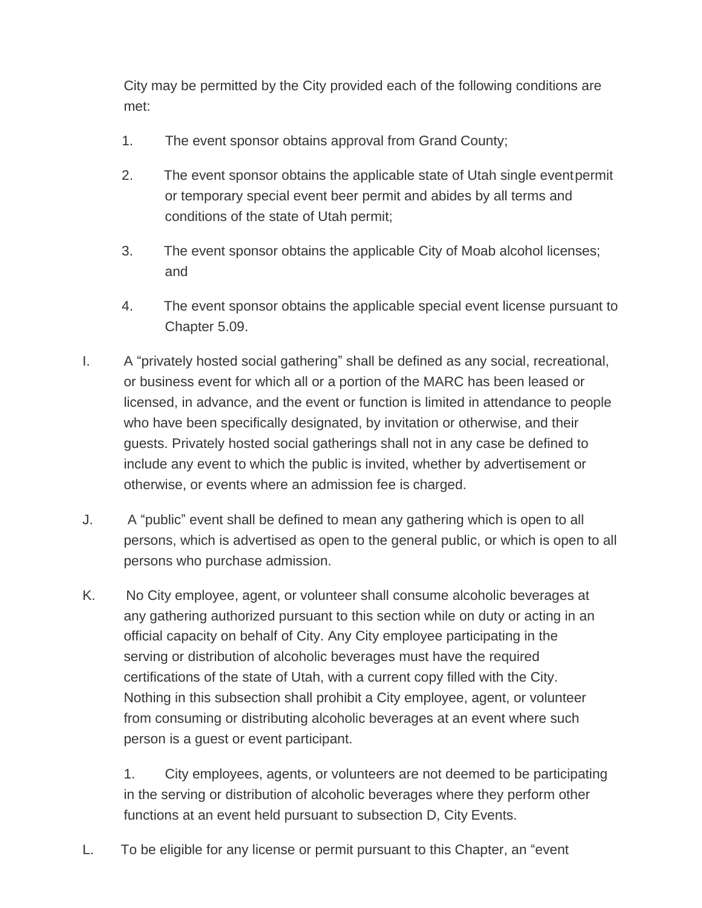City may be permitted by the City provided each of the following conditions are met:

1. The event sponsor obtains approval from Grand County;

2. The event sponsor obtains the applicable state of Utah single event permit or temporary special event beer permit and abides by all terms and conditions of the state of Utah permit;

3. The event sponsor obtains the applicable City of Moab alcohol licenses; and

4. The event sponsor obtains the applicable special event license pursuant to Chapter 5.09.

I. A "privately hosted social gathering" shall be defined as any social, recreational, or business event for which all or a portion of the MARC has been leased or licensed, in advance, and the event or function is limited in attendance to people who have been specifically designated, by invitation or otherwise, and their guests. Privately hosted social gatherings shall not in any case be defined to include any event to which the public is invited, whether by advertisement or otherwise, or events where an admission fee is charged.

J. A "public" event shall be defined to mean any gathering which is open to all persons, which is advertised as open to the general public, or which is open to all persons who purchase admission.

K. No City employee, agent, or volunteer shall consume alcoholic beverages at any gathering authorized pursuant to this section while on duty or acting in an official capacity on behalf of City. Any City employee participating in the serving or distribution of alcoholic beverages must have the required certifications of the state of Utah, with a current copy filled with the City. Nothing in this subsection shall prohibit a City employee, agent, or volunteer from consuming or distributing alcoholic beverages at an event where such person is a guest or event participant.

1. City employees, agents, or volunteers are not deemed to be participating in the serving or distribution of alcoholic beverages where they perform other functions at an event held pursuant to subsection D, City Events.

L. To be eligible for any license or permit pursuant to this Chapter, an "event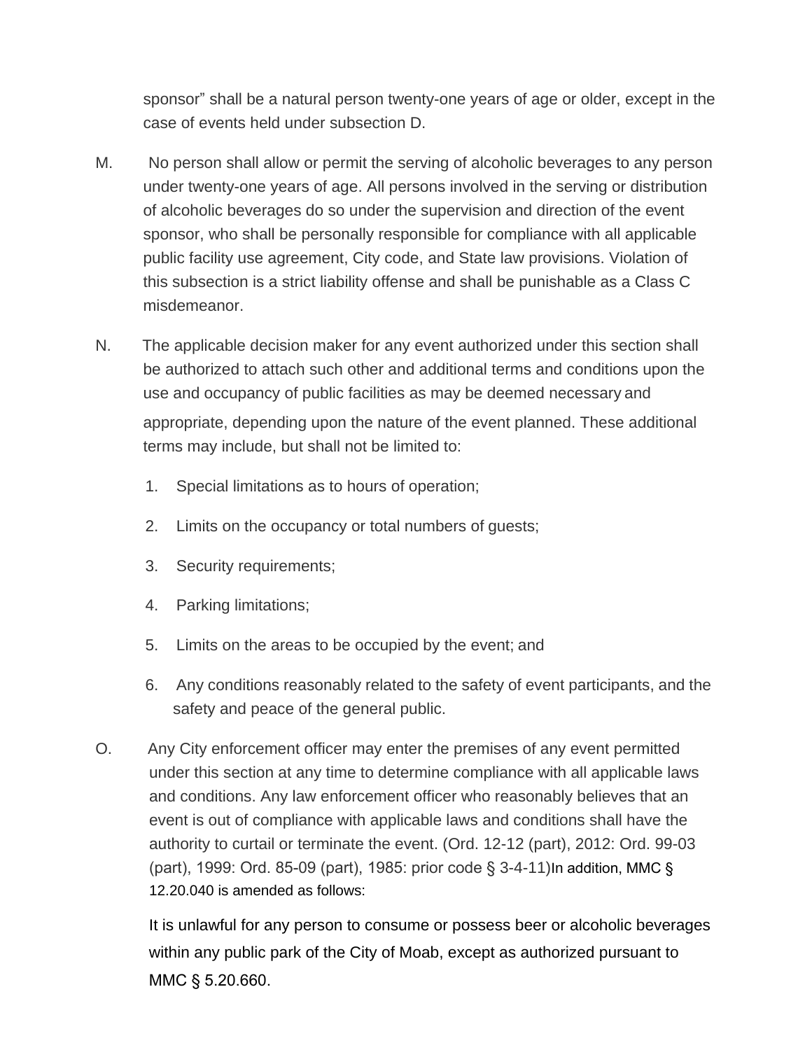sponsor” shall be a natural person twenty-one years of age or older, except in the case of events held under subsection D.

M. No person shall allow or permit the serving of alcoholic beverages to any person under twenty-one years of age. All persons involved in the serving or distribution of alcoholic beverages do so under the supervision and direction of the event sponsor, who shall be personally responsible for compliance with all applicable public facility use agreement, City code, and State law provisions. Violation of this subsection is a strict liability offense and shall be punishable as a Class C misdemeanor.

N. The applicable decision maker for any event authorized under this section shall be authorized to attach such other and additional terms and conditions upon the use and occupancy of public facilities as may be deemed necessary and appropriate, depending upon the nature of the event planned. These additional terms may include, but shall not be limited to:

1. Special limitations as to hours of operation;
2. Limits on the occupancy or total numbers of guests;
3. Security requirements;
4. Parking limitations;
5. Limits on the areas to be occupied by the event; and
6. Any conditions reasonably related to the safety of event participants, and the safety and peace of the general public.

O. Any City enforcement officer may enter the premises of any event permitted under this section at any time to determine compliance with all applicable laws and conditions. Any law enforcement officer who reasonably believes that an event is out of compliance with applicable laws and conditions shall have the authority to curtail or terminate the event. (Ord. 12-12 (part), 2012: Ord. 99-03 (part), 1999: Ord. 85-09 (part), 1985: prior code § 3-4-11)In addition, MMC § 12.20.040 is amended as follows:

It is unlawful for any person to consume or possess beer or alcoholic beverages within any public park of the City of Moab, except as authorized pursuant to MMC § 5.20.660.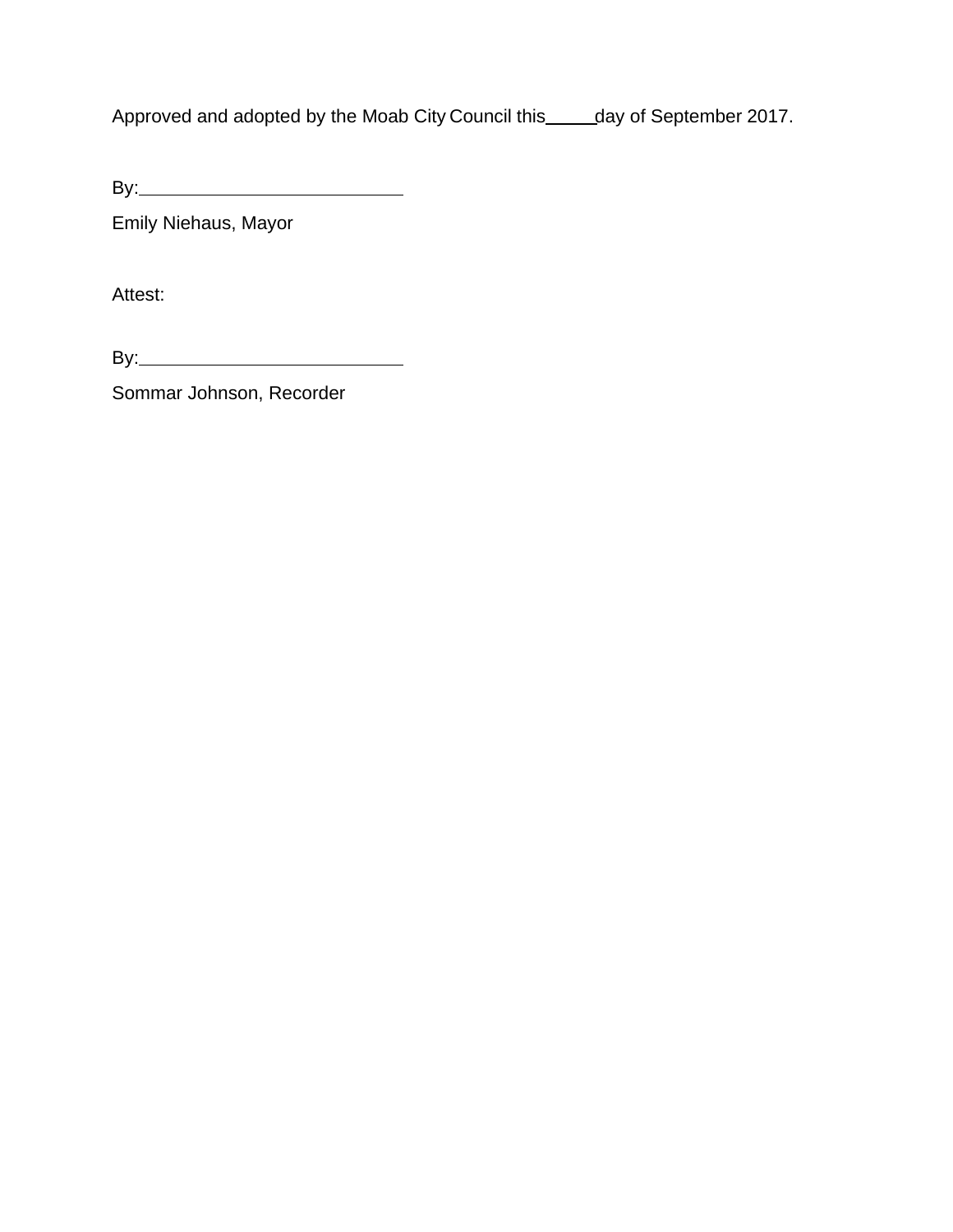Approved and adopted by the Moab City Council this_____day of September 2017.

By:___________________________

Emily Niehaus, Mayor

Attest:

By:___________________________

Sommar Johnson, Recorder